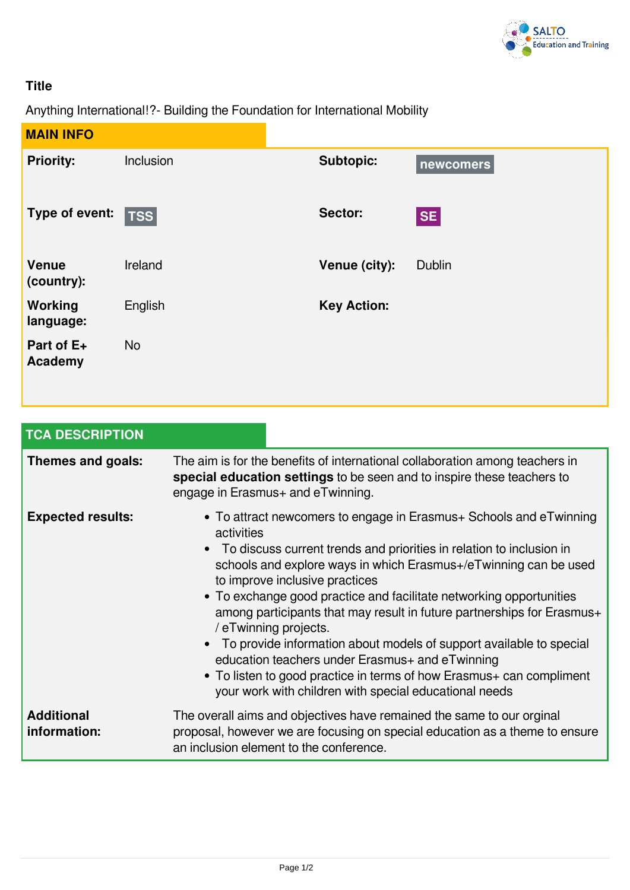**Title**

Anything International!?- Building the Foundation for International Mobility

## MAIN INFO

| | | | |
|---|---|---|---|
| **Priority:** | Inclusion | **Subtopic:** | newcomers |
| **Type of event:** | TSS | **Sector:** | SE |
| **Venue (country):** | Ireland | **Venue (city):** | Dublin |
| **Working language:** | English | **Key Action:** | |
| **Part of E+ Academy** | No | | |

## TCA DESCRIPTION

**Themes and goals:**

The aim is for the benefits of international collaboration among teachers in **special education settings** to be seen and to inspire these teachers to engage in Erasmus+ and eTwinning.

**Expected results:**

- To attract newcomers to engage in Erasmus+ Schools and eTwinning activities
- To discuss current trends and priorities in relation to inclusion in schools and explore ways in which Erasmus+/eTwinning can be used to improve inclusive practices
- To exchange good practice and facilitate networking opportunities among participants that may result in future partnerships for Erasmus+ / eTwinning projects.
- To provide information about models of support available to special education teachers under Erasmus+ and eTwinning
- To listen to good practice in terms of how Erasmus+ can compliment your work with children with special educational needs

**Additional information:**

The overall aims and objectives have remained the same to our orginal proposal, however we are focusing on special education as a theme to ensure an inclusion element to the conference.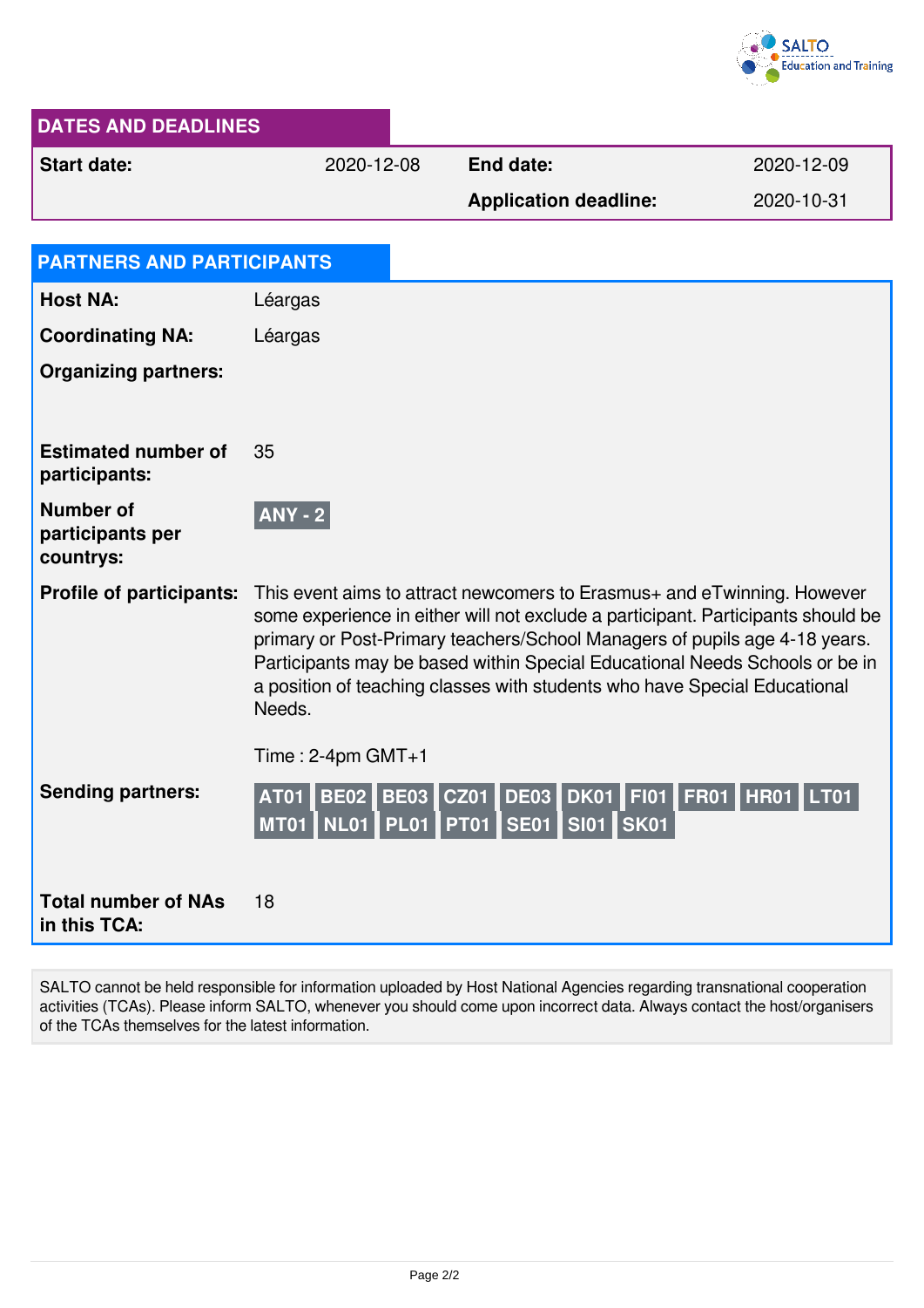## DATES AND DEADLINES

| | | | |
|---|---|---|---|
| **Start date:** | 2020-12-08 | **End date:** | 2020-12-09 |
| | | **Application deadline:** | 2020-10-31 |

## PARTNERS AND PARTICIPANTS

**Host NA:** Léargas

**Coordinating NA:** Léargas

**Organizing partners:**

**Estimated number of participants:** 35

**Number of participants per countrys:** ANY - 2

**Profile of participants:** This event aims to attract newcomers to Erasmus+ and eTwinning. However some experience in either will not exclude a participant. Participants should be primary or Post-Primary teachers/School Managers of pupils age 4-18 years. Participants may be based within Special Educational Needs Schools or be in a position of teaching classes with students who have Special Educational Needs.

Time : 2-4pm GMT+1

**Sending partners:** AT01 BE02 BE03 CZ01 DE03 DK01 FI01 FR01 HR01 LT01 MT01 NL01 PL01 PT01 SE01 SI01 SK01

**Total number of NAs in this TCA:** 18

SALTO cannot be held responsible for information uploaded by Host National Agencies regarding transnational cooperation activities (TCAs). Please inform SALTO, whenever you should come upon incorrect data. Always contact the host/organisers of the TCAs themselves for the latest information.